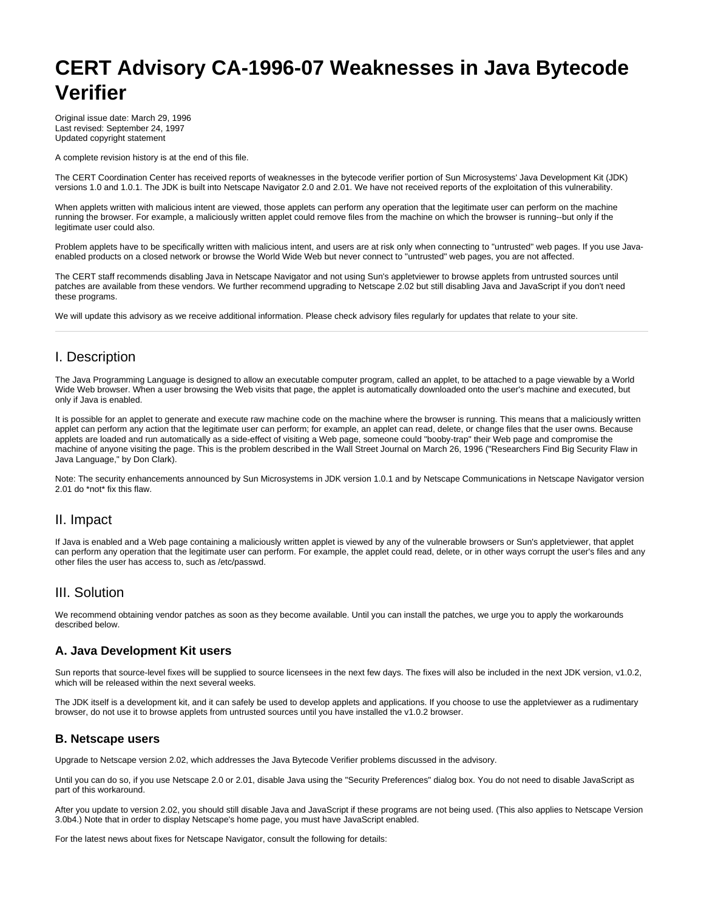# CERT Advisory CA-1996-07 Weaknesses in Java Bytecode Verifier

Original issue date: March 29, 1996
Last revised: September 24, 1997
Updated copyright statement

A complete revision history is at the end of this file.

The CERT Coordination Center has received reports of weaknesses in the bytecode verifier portion of Sun Microsystems' Java Development Kit (JDK) versions 1.0 and 1.0.1. The JDK is built into Netscape Navigator 2.0 and 2.01. We have not received reports of the exploitation of this vulnerability.

When applets written with malicious intent are viewed, those applets can perform any operation that the legitimate user can perform on the machine running the browser. For example, a maliciously written applet could remove files from the machine on which the browser is running--but only if the legitimate user could also.

Problem applets have to be specifically written with malicious intent, and users are at risk only when connecting to "untrusted" web pages. If you use Java-enabled products on a closed network or browse the World Wide Web but never connect to "untrusted" web pages, you are not affected.

The CERT staff recommends disabling Java in Netscape Navigator and not using Sun's appletviewer to browse applets from untrusted sources until patches are available from these vendors. We further recommend upgrading to Netscape 2.02 but still disabling Java and JavaScript if you don't need these programs.

We will update this advisory as we receive additional information. Please check advisory files regularly for updates that relate to your site.

---

## I. Description

The Java Programming Language is designed to allow an executable computer program, called an applet, to be attached to a page viewable by a World Wide Web browser. When a user browsing the Web visits that page, the applet is automatically downloaded onto the user's machine and executed, but only if Java is enabled.

It is possible for an applet to generate and execute raw machine code on the machine where the browser is running. This means that a maliciously written applet can perform any action that the legitimate user can perform; for example, an applet can read, delete, or change files that the user owns. Because applets are loaded and run automatically as a side-effect of visiting a Web page, someone could "booby-trap" their Web page and compromise the machine of anyone visiting the page. This is the problem described in the Wall Street Journal on March 26, 1996 ("Researchers Find Big Security Flaw in Java Language," by Don Clark).

Note: The security enhancements announced by Sun Microsystems in JDK version 1.0.1 and by Netscape Communications in Netscape Navigator version 2.01 do *not* fix this flaw.

## II. Impact

If Java is enabled and a Web page containing a maliciously written applet is viewed by any of the vulnerable browsers or Sun's appletviewer, that applet can perform any operation that the legitimate user can perform. For example, the applet could read, delete, or in other ways corrupt the user's files and any other files the user has access to, such as /etc/passwd.

## III. Solution

We recommend obtaining vendor patches as soon as they become available. Until you can install the patches, we urge you to apply the workarounds described below.

### A. Java Development Kit users

Sun reports that source-level fixes will be supplied to source licensees in the next few days. The fixes will also be included in the next JDK version, v1.0.2, which will be released within the next several weeks.

The JDK itself is a development kit, and it can safely be used to develop applets and applications. If you choose to use the appletviewer as a rudimentary browser, do not use it to browse applets from untrusted sources until you have installed the v1.0.2 browser.

### B. Netscape users

Upgrade to Netscape version 2.02, which addresses the Java Bytecode Verifier problems discussed in the advisory.

Until you can do so, if you use Netscape 2.0 or 2.01, disable Java using the "Security Preferences" dialog box. You do not need to disable JavaScript as part of this workaround.

After you update to version 2.02, you should still disable Java and JavaScript if these programs are not being used. (This also applies to Netscape Version 3.0b4.) Note that in order to display Netscape's home page, you must have JavaScript enabled.

For the latest news about fixes for Netscape Navigator, consult the following for details: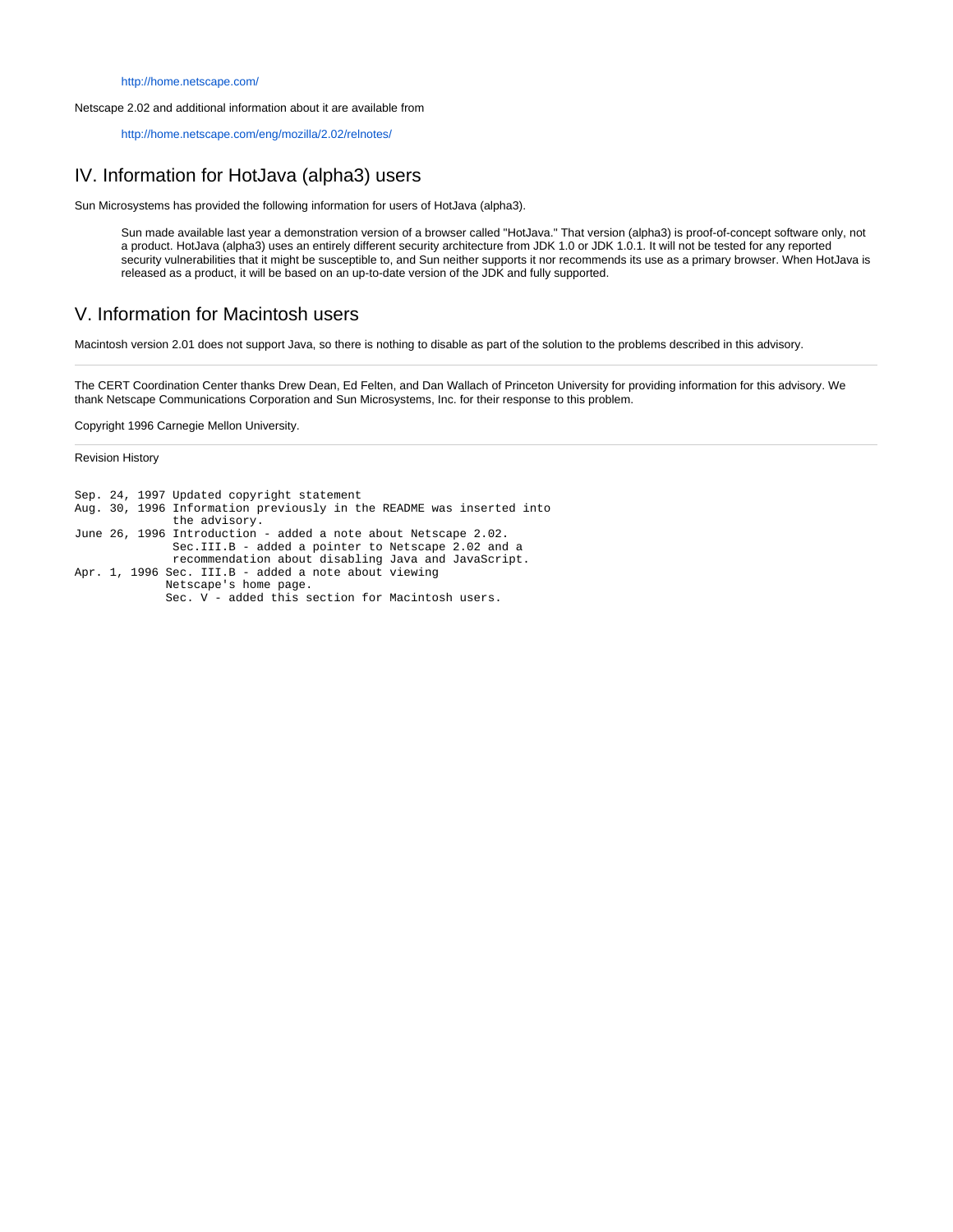http://home.netscape.com/

Netscape 2.02 and additional information about it are available from

http://home.netscape.com/eng/mozilla/2.02/relnotes/

## IV. Information for HotJava (alpha3) users

Sun Microsystems has provided the following information for users of HotJava (alpha3).

> Sun made available last year a demonstration version of a browser called "HotJava." That version (alpha3) is proof-of-concept software only, not a product. HotJava (alpha3) uses an entirely different security architecture from JDK 1.0 or JDK 1.0.1. It will not be tested for any reported security vulnerabilities that it might be susceptible to, and Sun neither supports it nor recommends its use as a primary browser. When HotJava is released as a product, it will be based on an up-to-date version of the JDK and fully supported.

## V. Information for Macintosh users

Macintosh version 2.01 does not support Java, so there is nothing to disable as part of the solution to the problems described in this advisory.

---

The CERT Coordination Center thanks Drew Dean, Ed Felten, and Dan Wallach of Princeton University for providing information for this advisory. We thank Netscape Communications Corporation and Sun Microsystems, Inc. for their response to this problem.

Copyright 1996 Carnegie Mellon University.

---

Revision History

```
Sep. 24, 1997 Updated copyright statement
Aug. 30, 1996 Information previously in the README was inserted into
              the advisory.
June 26, 1996 Introduction - added a note about Netscape 2.02.
              Sec.III.B - added a pointer to Netscape 2.02 and a
              recommendation about disabling Java and JavaScript.
Apr. 1, 1996 Sec. III.B - added a note about viewing
             Netscape's home page.
             Sec. V - added this section for Macintosh users.
```